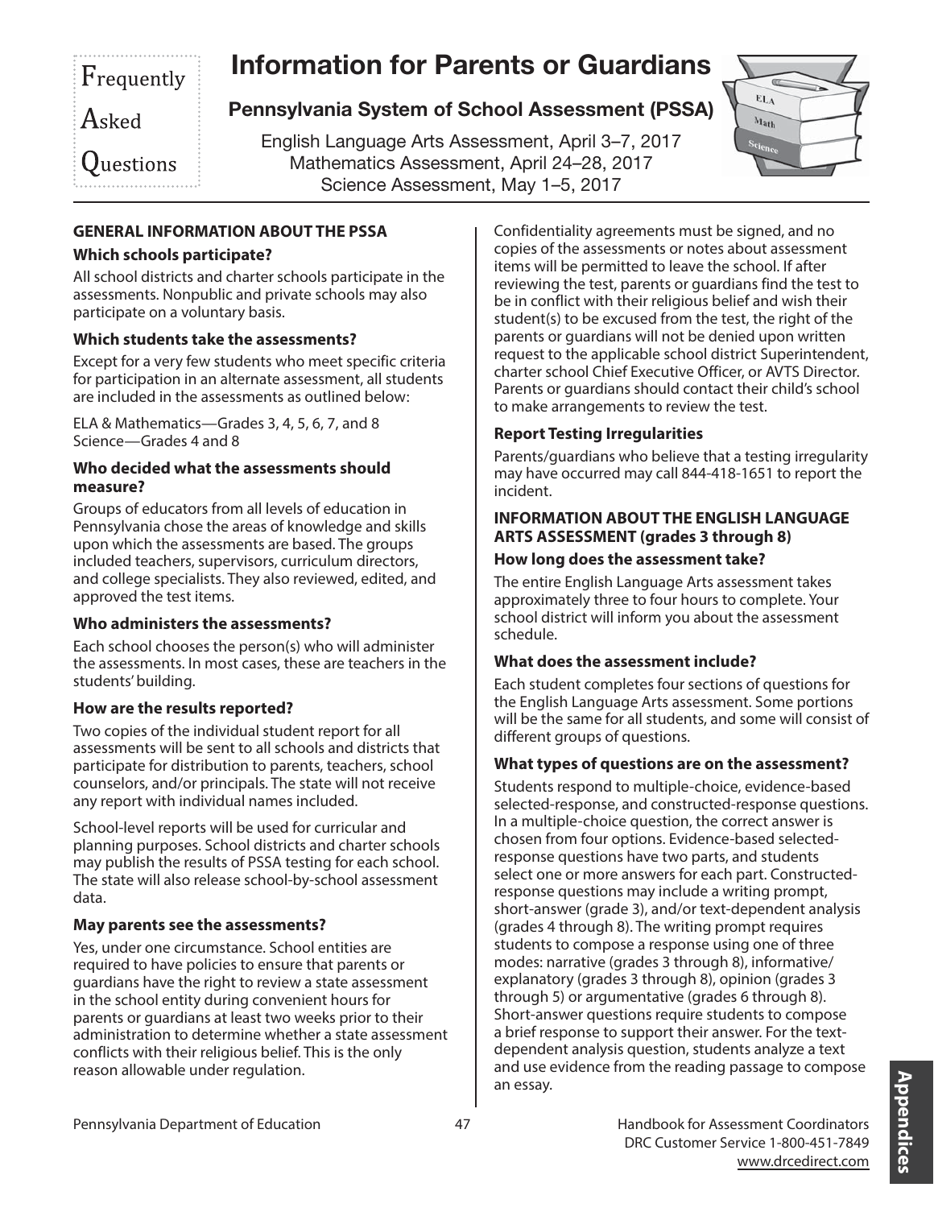Frequently Asked Questions

# Information for Parents or Guardians

## Pennsylvania System of School Assessment (PSSA)

English Language Arts Assessment, April 3–7, 2017
Mathematics Assessment, April 24–28, 2017
Science Assessment, May 1–5, 2017

### GENERAL INFORMATION ABOUT THE PSSA

**Which schools participate?**

All school districts and charter schools participate in the assessments. Nonpublic and private schools may also participate on a voluntary basis.

**Which students take the assessments?**

Except for a very few students who meet specific criteria for participation in an alternate assessment, all students are included in the assessments as outlined below:

ELA & Mathematics—Grades 3, 4, 5, 6, 7, and 8
Science—Grades 4 and 8

**Who decided what the assessments should measure?**

Groups of educators from all levels of education in Pennsylvania chose the areas of knowledge and skills upon which the assessments are based. The groups included teachers, supervisors, curriculum directors, and college specialists. They also reviewed, edited, and approved the test items.

**Who administers the assessments?**

Each school chooses the person(s) who will administer the assessments. In most cases, these are teachers in the students' building.

**How are the results reported?**

Two copies of the individual student report for all assessments will be sent to all schools and districts that participate for distribution to parents, teachers, school counselors, and/or principals. The state will not receive any report with individual names included.

School-level reports will be used for curricular and planning purposes. School districts and charter schools may publish the results of PSSA testing for each school. The state will also release school-by-school assessment data.

**May parents see the assessments?**

Yes, under one circumstance. School entities are required to have policies to ensure that parents or guardians have the right to review a state assessment in the school entity during convenient hours for parents or guardians at least two weeks prior to their administration to determine whether a state assessment conflicts with their religious belief. This is the only reason allowable under regulation.

Confidentiality agreements must be signed, and no copies of the assessments or notes about assessment items will be permitted to leave the school. If after reviewing the test, parents or guardians find the test to be in conflict with their religious belief and wish their student(s) to be excused from the test, the right of the parents or guardians will not be denied upon written request to the applicable school district Superintendent, charter school Chief Executive Officer, or AVTS Director. Parents or guardians should contact their child's school to make arrangements to review the test.

**Report Testing Irregularities**

Parents/guardians who believe that a testing irregularity may have occurred may call 844-418-1651 to report the incident.

### INFORMATION ABOUT THE ENGLISH LANGUAGE ARTS ASSESSMENT (grades 3 through 8)

**How long does the assessment take?**

The entire English Language Arts assessment takes approximately three to four hours to complete. Your school district will inform you about the assessment schedule.

**What does the assessment include?**

Each student completes four sections of questions for the English Language Arts assessment. Some portions will be the same for all students, and some will consist of different groups of questions.

**What types of questions are on the assessment?**

Students respond to multiple-choice, evidence-based selected-response, and constructed-response questions. In a multiple-choice question, the correct answer is chosen from four options. Evidence-based selected-response questions have two parts, and students select one or more answers for each part. Constructed-response questions may include a writing prompt, short-answer (grade 3), and/or text-dependent analysis (grades 4 through 8). The writing prompt requires students to compose a response using one of three modes: narrative (grades 3 through 8), informative/explanatory (grades 3 through 8), opinion (grades 3 through 5) or argumentative (grades 6 through 8). Short-answer questions require students to compose a brief response to support their answer. For the text-dependent analysis question, students analyze a text and use evidence from the reading passage to compose an essay.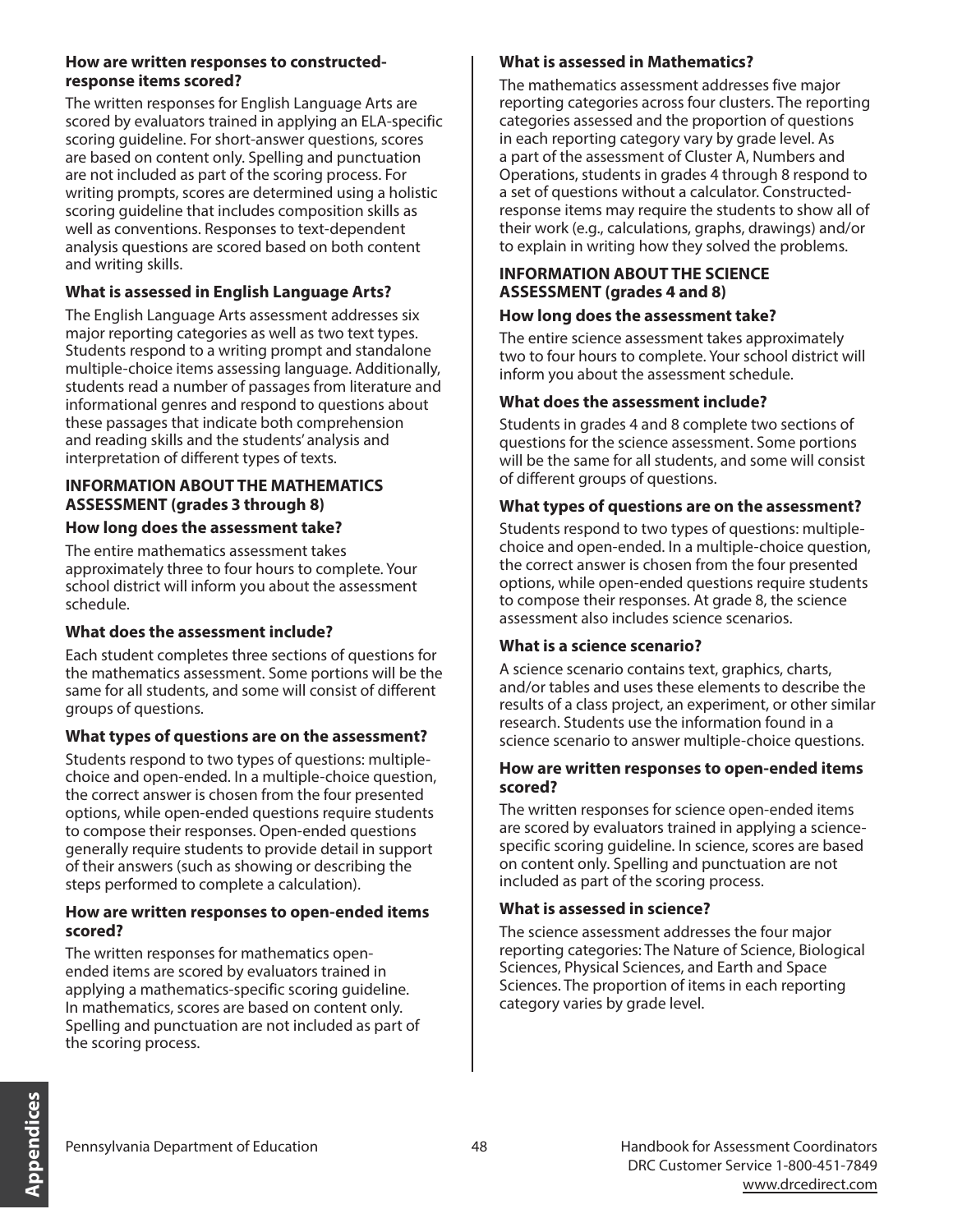### How are written responses to constructed-response items scored?

The written responses for English Language Arts are scored by evaluators trained in applying an ELA-specific scoring guideline. For short-answer questions, scores are based on content only. Spelling and punctuation are not included as part of the scoring process. For writing prompts, scores are determined using a holistic scoring guideline that includes composition skills as well as conventions. Responses to text-dependent analysis questions are scored based on both content and writing skills.

### What is assessed in English Language Arts?

The English Language Arts assessment addresses six major reporting categories as well as two text types. Students respond to a writing prompt and standalone multiple-choice items assessing language. Additionally, students read a number of passages from literature and informational genres and respond to questions about these passages that indicate both comprehension and reading skills and the students' analysis and interpretation of different types of texts.

## INFORMATION ABOUT THE MATHEMATICS ASSESSMENT (grades 3 through 8)

### How long does the assessment take?

The entire mathematics assessment takes approximately three to four hours to complete. Your school district will inform you about the assessment schedule.

### What does the assessment include?

Each student completes three sections of questions for the mathematics assessment. Some portions will be the same for all students, and some will consist of different groups of questions.

### What types of questions are on the assessment?

Students respond to two types of questions: multiple-choice and open-ended. In a multiple-choice question, the correct answer is chosen from the four presented options, while open-ended questions require students to compose their responses. Open-ended questions generally require students to provide detail in support of their answers (such as showing or describing the steps performed to complete a calculation).

### How are written responses to open-ended items scored?

The written responses for mathematics open-ended items are scored by evaluators trained in applying a mathematics-specific scoring guideline. In mathematics, scores are based on content only. Spelling and punctuation are not included as part of the scoring process.

### What is assessed in Mathematics?

The mathematics assessment addresses five major reporting categories across four clusters. The reporting categories assessed and the proportion of questions in each reporting category vary by grade level. As a part of the assessment of Cluster A, Numbers and Operations, students in grades 4 through 8 respond to a set of questions without a calculator. Constructed-response items may require the students to show all of their work (e.g., calculations, graphs, drawings) and/or to explain in writing how they solved the problems.

## INFORMATION ABOUT THE SCIENCE ASSESSMENT (grades 4 and 8)

### How long does the assessment take?

The entire science assessment takes approximately two to four hours to complete. Your school district will inform you about the assessment schedule.

### What does the assessment include?

Students in grades 4 and 8 complete two sections of questions for the science assessment. Some portions will be the same for all students, and some will consist of different groups of questions.

### What types of questions are on the assessment?

Students respond to two types of questions: multiple-choice and open-ended. In a multiple-choice question, the correct answer is chosen from the four presented options, while open-ended questions require students to compose their responses. At grade 8, the science assessment also includes science scenarios.

### What is a science scenario?

A science scenario contains text, graphics, charts, and/or tables and uses these elements to describe the results of a class project, an experiment, or other similar research. Students use the information found in a science scenario to answer multiple-choice questions.

### How are written responses to open-ended items scored?

The written responses for science open-ended items are scored by evaluators trained in applying a science-specific scoring guideline. In science, scores are based on content only. Spelling and punctuation are not included as part of the scoring process.

### What is assessed in science?

The science assessment addresses the four major reporting categories: The Nature of Science, Biological Sciences, Physical Sciences, and Earth and Space Sciences. The proportion of items in each reporting category varies by grade level.